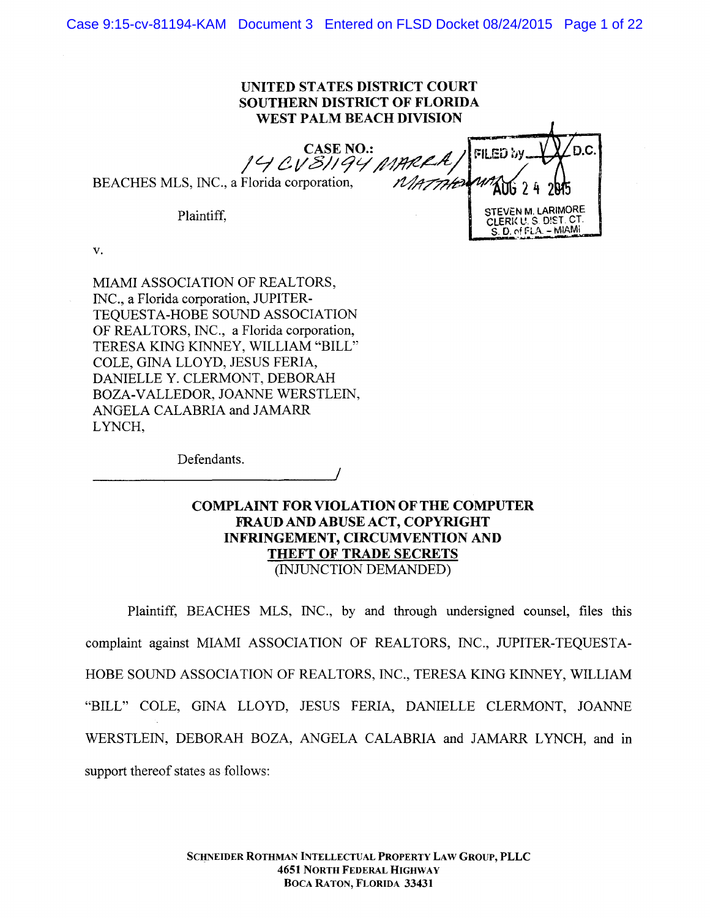# UNITED STATES DISTRICT COURT
# SOUTHERN DISTRICT OF FLORIDA
# WEST PALM BEACH DIVISION

**CASE NO.:** 14 CV 81194 MARRA/MATTHEWMAN

FILED by ____ D.C.
AUG 24 2015
STEVEN M. LARIMORE
CLERK U.S. DIST. CT.
S. D. of FLA. – MIAMI

BEACHES MLS, INC., a Florida corporation,

Plaintiff,

v.

MIAMI ASSOCIATION OF REALTORS, INC., a Florida corporation, JUPITER-TEQUESTA-HOBE SOUND ASSOCIATION OF REALTORS, INC., a Florida corporation, TERESA KING KINNEY, WILLIAM "BILL" COLE, GINA LLOYD, JESUS FERIA, DANIELLE Y. CLERMONT, DEBORAH BOZA-VALLEDOR, JOANNE WERSTLEIN, ANGELA CALABRIA and JAMARR LYNCH,

Defendants.
_______________________________/

## COMPLAINT FOR VIOLATION OF THE COMPUTER FRAUD AND ABUSE ACT, COPYRIGHT INFRINGEMENT, CIRCUMVENTION AND THEFT OF TRADE SECRETS
(INJUNCTION DEMANDED)

Plaintiff, BEACHES MLS, INC., by and through undersigned counsel, files this complaint against MIAMI ASSOCIATION OF REALTORS, INC., JUPITER-TEQUESTA-HOBE SOUND ASSOCIATION OF REALTORS, INC., TERESA KING KINNEY, WILLIAM "BILL" COLE, GINA LLOYD, JESUS FERIA, DANIELLE CLERMONT, JOANNE WERSTLEIN, DEBORAH BOZA, ANGELA CALABRIA and JAMARR LYNCH, and in support thereof states as follows:

SCHNEIDER ROTHMAN INTELLECTUAL PROPERTY LAW GROUP, PLLC
4651 NORTH FEDERAL HIGHWAY
BOCA RATON, FLORIDA 33431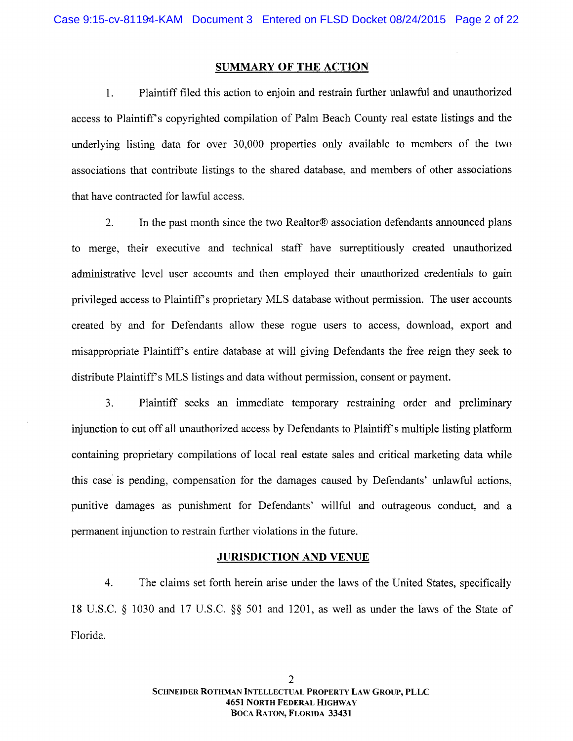## SUMMARY OF THE ACTION

1. Plaintiff filed this action to enjoin and restrain further unlawful and unauthorized access to Plaintiff's copyrighted compilation of Palm Beach County real estate listings and the underlying listing data for over 30,000 properties only available to members of the two associations that contribute listings to the shared database, and members of other associations that have contracted for lawful access.

2. In the past month since the two Realtor® association defendants announced plans to merge, their executive and technical staff have surreptitiously created unauthorized administrative level user accounts and then employed their unauthorized credentials to gain privileged access to Plaintiff's proprietary MLS database without permission. The user accounts created by and for Defendants allow these rogue users to access, download, export and misappropriate Plaintiff's entire database at will giving Defendants the free reign they seek to distribute Plaintiff's MLS listings and data without permission, consent or payment.

3. Plaintiff seeks an immediate temporary restraining order and preliminary injunction to cut off all unauthorized access by Defendants to Plaintiff's multiple listing platform containing proprietary compilations of local real estate sales and critical marketing data while this case is pending, compensation for the damages caused by Defendants' unlawful actions, punitive damages as punishment for Defendants' willful and outrageous conduct, and a permanent injunction to restrain further violations in the future.

## JURISDICTION AND VENUE

4. The claims set forth herein arise under the laws of the United States, specifically 18 U.S.C. § 1030 and 17 U.S.C. §§ 501 and 1201, as well as under the laws of the State of Florida.

SCHNEIDER ROTHMAN INTELLECTUAL PROPERTY LAW GROUP, PLLC
4651 NORTH FEDERAL HIGHWAY
BOCA RATON, FLORIDA 33431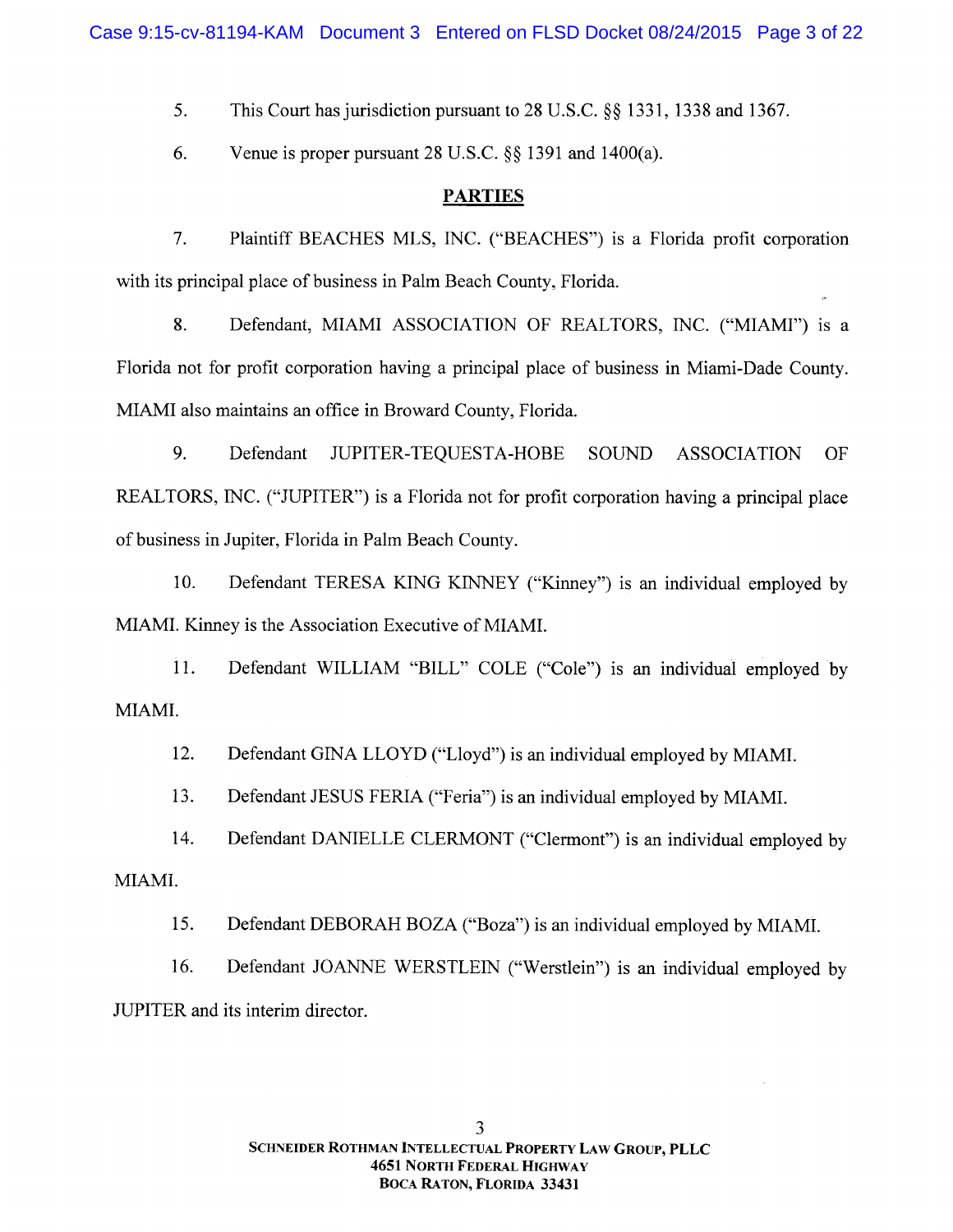5. This Court has jurisdiction pursuant to 28 U.S.C. §§ 1331, 1338 and 1367.

6. Venue is proper pursuant 28 U.S.C. §§ 1391 and 1400(a).

## PARTIES

7. Plaintiff BEACHES MLS, INC. ("BEACHES") is a Florida profit corporation with its principal place of business in Palm Beach County, Florida.

8. Defendant, MIAMI ASSOCIATION OF REALTORS, INC. ("MIAMI") is a Florida not for profit corporation having a principal place of business in Miami-Dade County. MIAMI also maintains an office in Broward County, Florida.

9. Defendant JUPITER-TEQUESTA-HOBE SOUND ASSOCIATION OF REALTORS, INC. ("JUPITER") is a Florida not for profit corporation having a principal place of business in Jupiter, Florida in Palm Beach County.

10. Defendant TERESA KING KINNEY ("Kinney") is an individual employed by MIAMI. Kinney is the Association Executive of MIAMI.

11. Defendant WILLIAM "BILL" COLE ("Cole") is an individual employed by MIAMI.

12. Defendant GINA LLOYD ("Lloyd") is an individual employed by MIAMI.

13. Defendant JESUS FERIA ("Feria") is an individual employed by MIAMI.

14. Defendant DANIELLE CLERMONT ("Clermont") is an individual employed by MIAMI.

15. Defendant DEBORAH BOZA ("Boza") is an individual employed by MIAMI.

16. Defendant JOANNE WERSTLEIN ("Werstlein") is an individual employed by JUPITER and its interim director.

SCHNEIDER ROTHMAN INTELLECTUAL PROPERTY LAW GROUP, PLLC
4651 NORTH FEDERAL HIGHWAY
BOCA RATON, FLORIDA 33431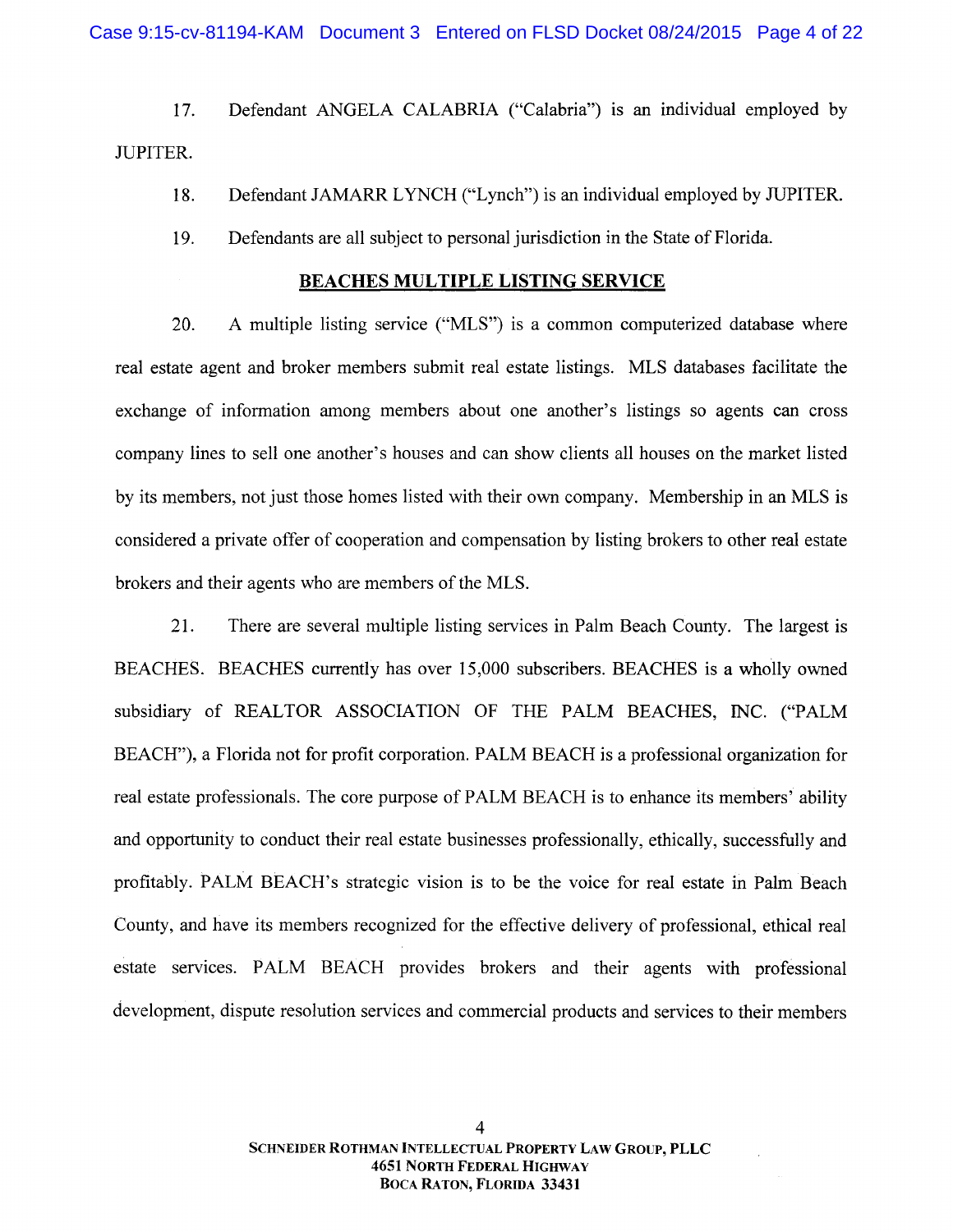17. Defendant ANGELA CALABRIA ("Calabria") is an individual employed by JUPITER.

18. Defendant JAMARR LYNCH ("Lynch") is an individual employed by JUPITER.

19. Defendants are all subject to personal jurisdiction in the State of Florida.

## BEACHES MULTIPLE LISTING SERVICE

20. A multiple listing service ("MLS") is a common computerized database where real estate agent and broker members submit real estate listings. MLS databases facilitate the exchange of information among members about one another's listings so agents can cross company lines to sell one another's houses and can show clients all houses on the market listed by its members, not just those homes listed with their own company. Membership in an MLS is considered a private offer of cooperation and compensation by listing brokers to other real estate brokers and their agents who are members of the MLS.

21. There are several multiple listing services in Palm Beach County. The largest is BEACHES. BEACHES currently has over 15,000 subscribers. BEACHES is a wholly owned subsidiary of REALTOR ASSOCIATION OF THE PALM BEACHES, INC. ("PALM BEACH"), a Florida not for profit corporation. PALM BEACH is a professional organization for real estate professionals. The core purpose of PALM BEACH is to enhance its members' ability and opportunity to conduct their real estate businesses professionally, ethically, successfully and profitably. PALM BEACH's strategic vision is to be the voice for real estate in Palm Beach County, and have its members recognized for the effective delivery of professional, ethical real estate services. PALM BEACH provides brokers and their agents with professional development, dispute resolution services and commercial products and services to their members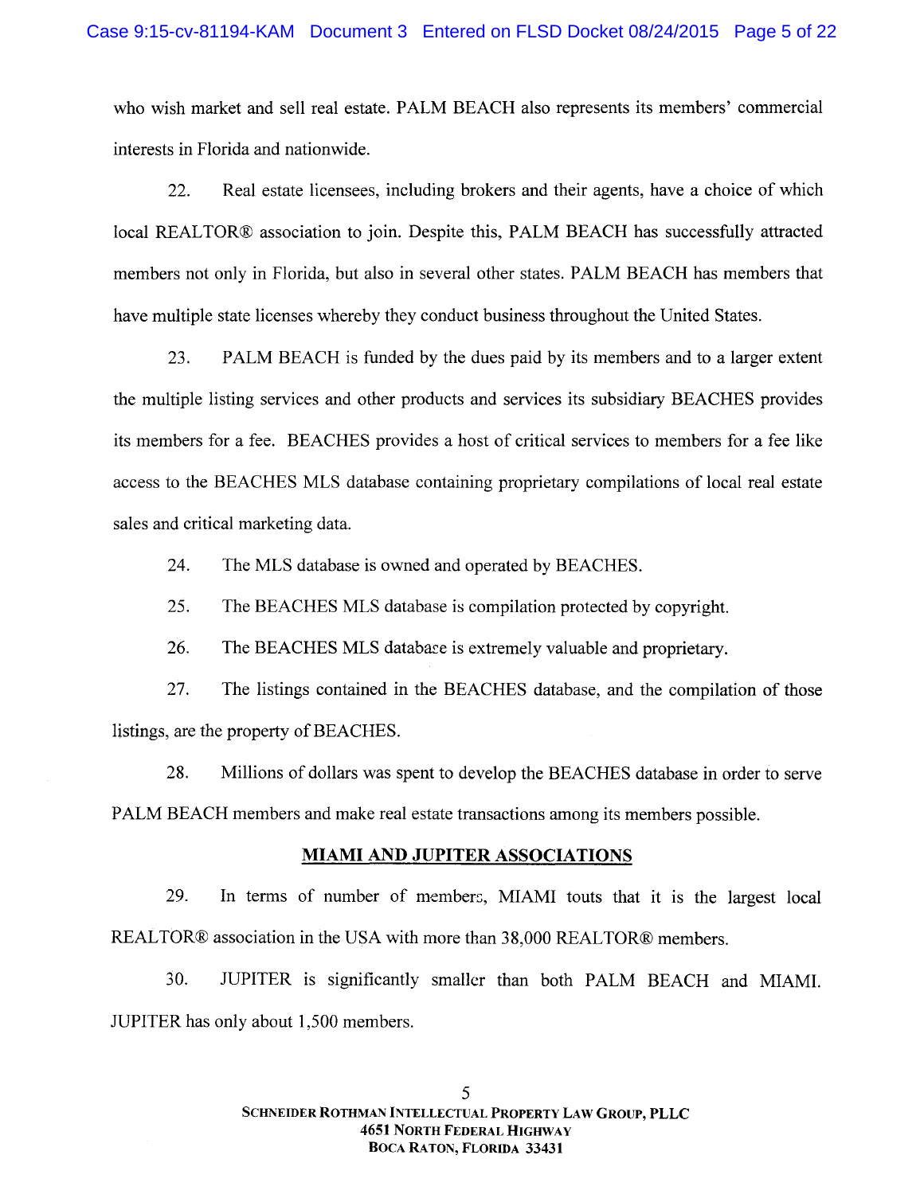who wish market and sell real estate. PALM BEACH also represents its members' commercial interests in Florida and nationwide.

22. Real estate licensees, including brokers and their agents, have a choice of which local REALTOR® association to join. Despite this, PALM BEACH has successfully attracted members not only in Florida, but also in several other states. PALM BEACH has members that have multiple state licenses whereby they conduct business throughout the United States.

23. PALM BEACH is funded by the dues paid by its members and to a larger extent the multiple listing services and other products and services its subsidiary BEACHES provides its members for a fee. BEACHES provides a host of critical services to members for a fee like access to the BEACHES MLS database containing proprietary compilations of local real estate sales and critical marketing data.

24. The MLS database is owned and operated by BEACHES.

25. The BEACHES MLS database is compilation protected by copyright.

26. The BEACHES MLS database is extremely valuable and proprietary.

27. The listings contained in the BEACHES database, and the compilation of those listings, are the property of BEACHES.

28. Millions of dollars was spent to develop the BEACHES database in order to serve PALM BEACH members and make real estate transactions among its members possible.

## MIAMI AND JUPITER ASSOCIATIONS

29. In terms of number of members, MIAMI touts that it is the largest local REALTOR® association in the USA with more than 38,000 REALTOR® members.

30. JUPITER is significantly smaller than both PALM BEACH and MIAMI. JUPITER has only about 1,500 members.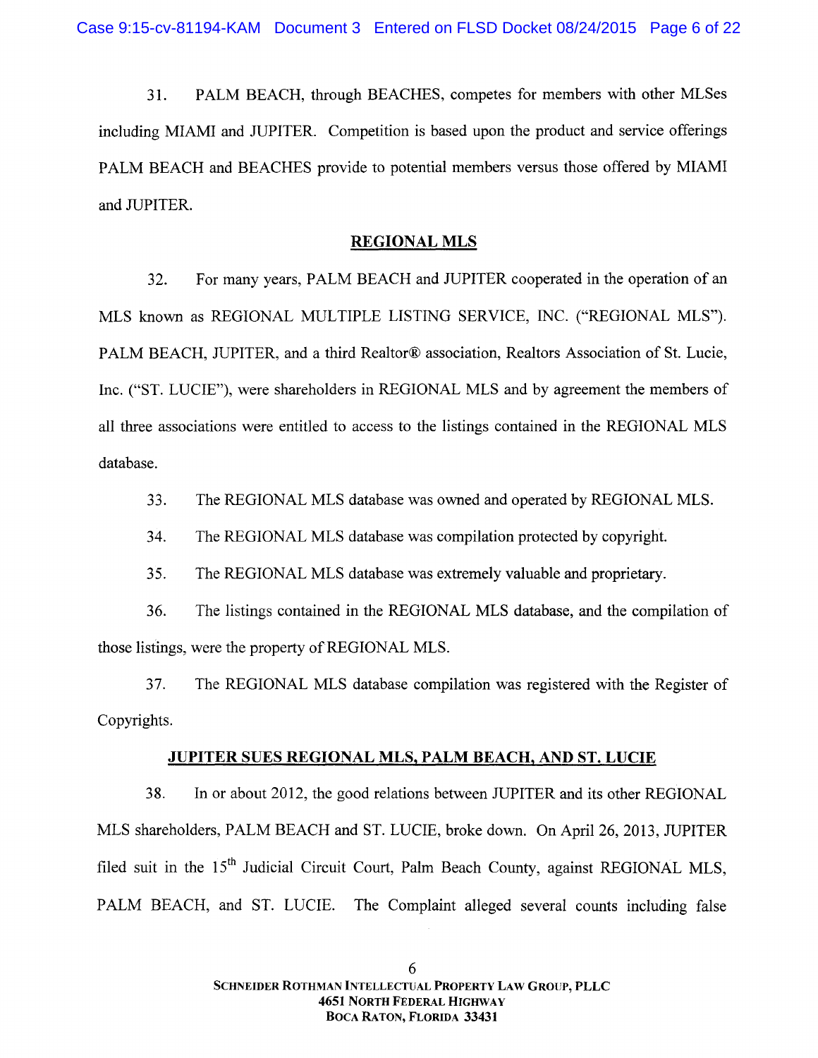31. PALM BEACH, through BEACHES, competes for members with other MLSes including MIAMI and JUPITER. Competition is based upon the product and service offerings PALM BEACH and BEACHES provide to potential members versus those offered by MIAMI and JUPITER.

## REGIONAL MLS

32. For many years, PALM BEACH and JUPITER cooperated in the operation of an MLS known as REGIONAL MULTIPLE LISTING SERVICE, INC. ("REGIONAL MLS"). PALM BEACH, JUPITER, and a third Realtor® association, Realtors Association of St. Lucie, Inc. ("ST. LUCIE"), were shareholders in REGIONAL MLS and by agreement the members of all three associations were entitled to access to the listings contained in the REGIONAL MLS database.

33. The REGIONAL MLS database was owned and operated by REGIONAL MLS.

34. The REGIONAL MLS database was compilation protected by copyright.

35. The REGIONAL MLS database was extremely valuable and proprietary.

36. The listings contained in the REGIONAL MLS database, and the compilation of those listings, were the property of REGIONAL MLS.

37. The REGIONAL MLS database compilation was registered with the Register of Copyrights.

## JUPITER SUES REGIONAL MLS, PALM BEACH, AND ST. LUCIE

38. In or about 2012, the good relations between JUPITER and its other REGIONAL MLS shareholders, PALM BEACH and ST. LUCIE, broke down. On April 26, 2013, JUPITER filed suit in the 15th Judicial Circuit Court, Palm Beach County, against REGIONAL MLS, PALM BEACH, and ST. LUCIE. The Complaint alleged several counts including false

SCHNEIDER ROTHMAN INTELLECTUAL PROPERTY LAW GROUP, PLLC
4651 NORTH FEDERAL HIGHWAY
BOCA RATON, FLORIDA 33431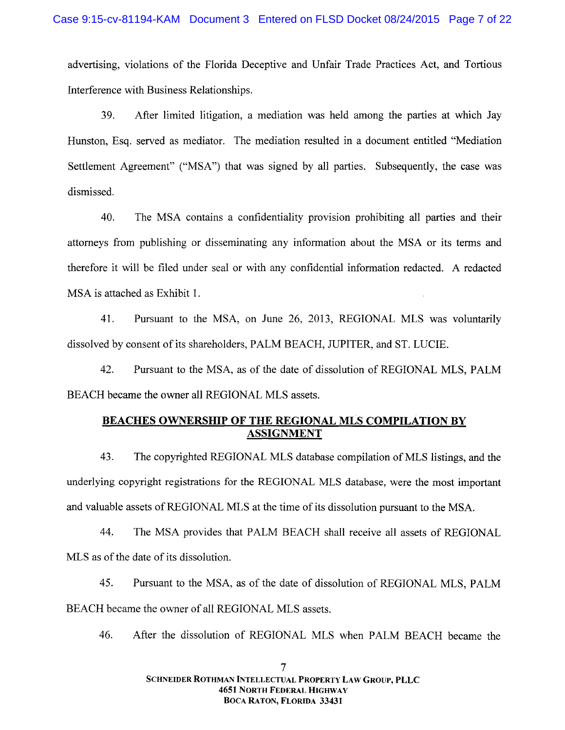advertising, violations of the Florida Deceptive and Unfair Trade Practices Act, and Tortious Interference with Business Relationships.

39. After limited litigation, a mediation was held among the parties at which Jay Hunston, Esq. served as mediator. The mediation resulted in a document entitled "Mediation Settlement Agreement" ("MSA") that was signed by all parties. Subsequently, the case was dismissed.

40. The MSA contains a confidentiality provision prohibiting all parties and their attorneys from publishing or disseminating any information about the MSA or its terms and therefore it will be filed under seal or with any confidential information redacted. A redacted MSA is attached as Exhibit 1.

41. Pursuant to the MSA, on June 26, 2013, REGIONAL MLS was voluntarily dissolved by consent of its shareholders, PALM BEACH, JUPITER, and ST. LUCIE.

42. Pursuant to the MSA, as of the date of dissolution of REGIONAL MLS, PALM BEACH became the owner all REGIONAL MLS assets.

**BEACHES OWNERSHIP OF THE REGIONAL MLS COMPILATION BY ASSIGNMENT**

43. The copyrighted REGIONAL MLS database compilation of MLS listings, and the underlying copyright registrations for the REGIONAL MLS database, were the most important and valuable assets of REGIONAL MLS at the time of its dissolution pursuant to the MSA.

44. The MSA provides that PALM BEACH shall receive all assets of REGIONAL MLS as of the date of its dissolution.

45. Pursuant to the MSA, as of the date of dissolution of REGIONAL MLS, PALM BEACH became the owner of all REGIONAL MLS assets.

46. After the dissolution of REGIONAL MLS when PALM BEACH became the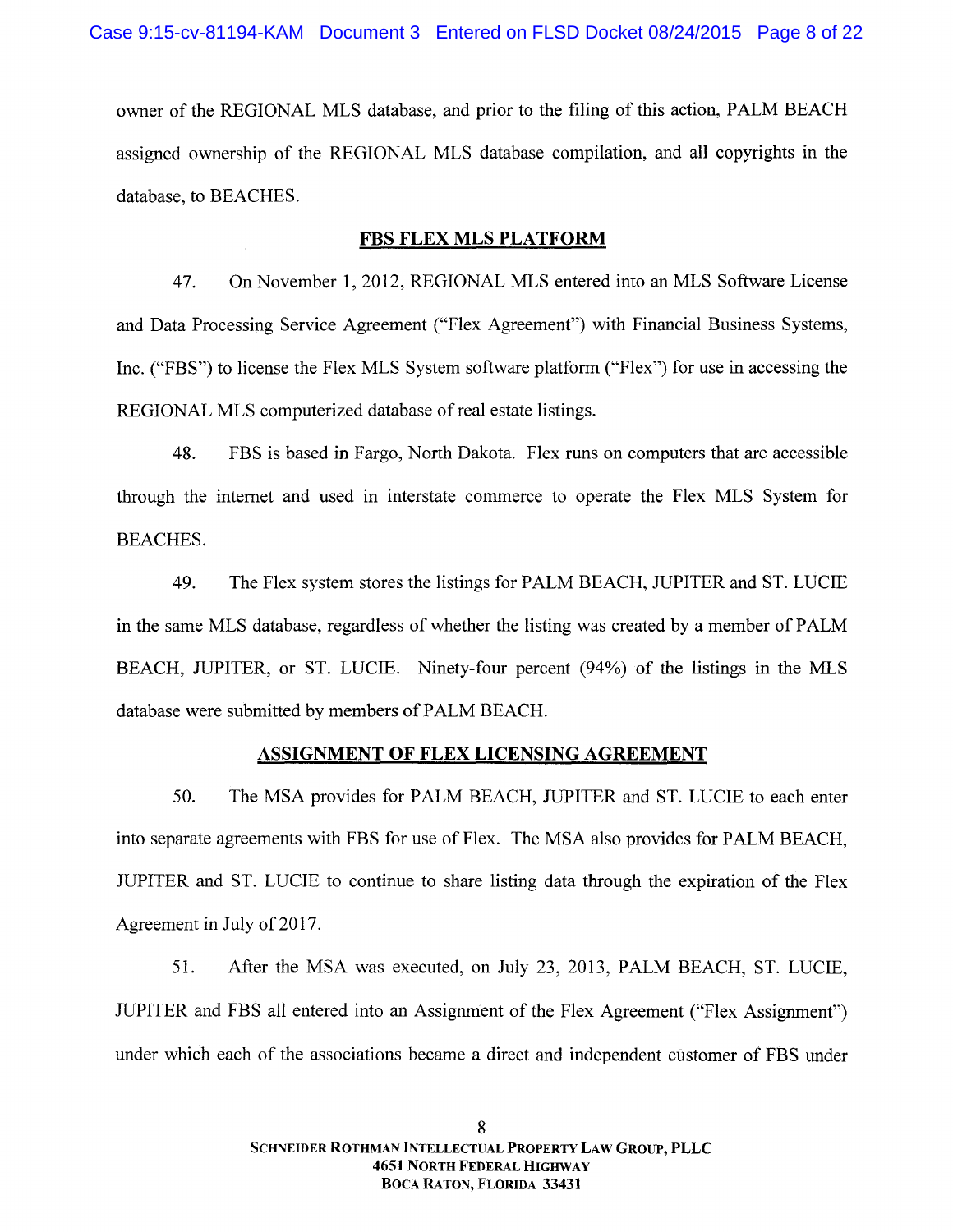owner of the REGIONAL MLS database, and prior to the filing of this action, PALM BEACH assigned ownership of the REGIONAL MLS database compilation, and all copyrights in the database, to BEACHES.

## **FBS FLEX MLS PLATFORM**

47. On November 1, 2012, REGIONAL MLS entered into an MLS Software License and Data Processing Service Agreement ("Flex Agreement") with Financial Business Systems, Inc. ("FBS") to license the Flex MLS System software platform ("Flex") for use in accessing the REGIONAL MLS computerized database of real estate listings.

48. FBS is based in Fargo, North Dakota. Flex runs on computers that are accessible through the internet and used in interstate commerce to operate the Flex MLS System for BEACHES.

49. The Flex system stores the listings for PALM BEACH, JUPITER and ST. LUCIE in the same MLS database, regardless of whether the listing was created by a member of PALM BEACH, JUPITER, or ST. LUCIE. Ninety-four percent (94%) of the listings in the MLS database were submitted by members of PALM BEACH.

## **ASSIGNMENT OF FLEX LICENSING AGREEMENT**

50. The MSA provides for PALM BEACH, JUPITER and ST. LUCIE to each enter into separate agreements with FBS for use of Flex. The MSA also provides for PALM BEACH, JUPITER and ST. LUCIE to continue to share listing data through the expiration of the Flex Agreement in July of 2017.

51. After the MSA was executed, on July 23, 2013, PALM BEACH, ST. LUCIE, JUPITER and FBS all entered into an Assignment of the Flex Agreement ("Flex Assignment") under which each of the associations became a direct and independent customer of FBS under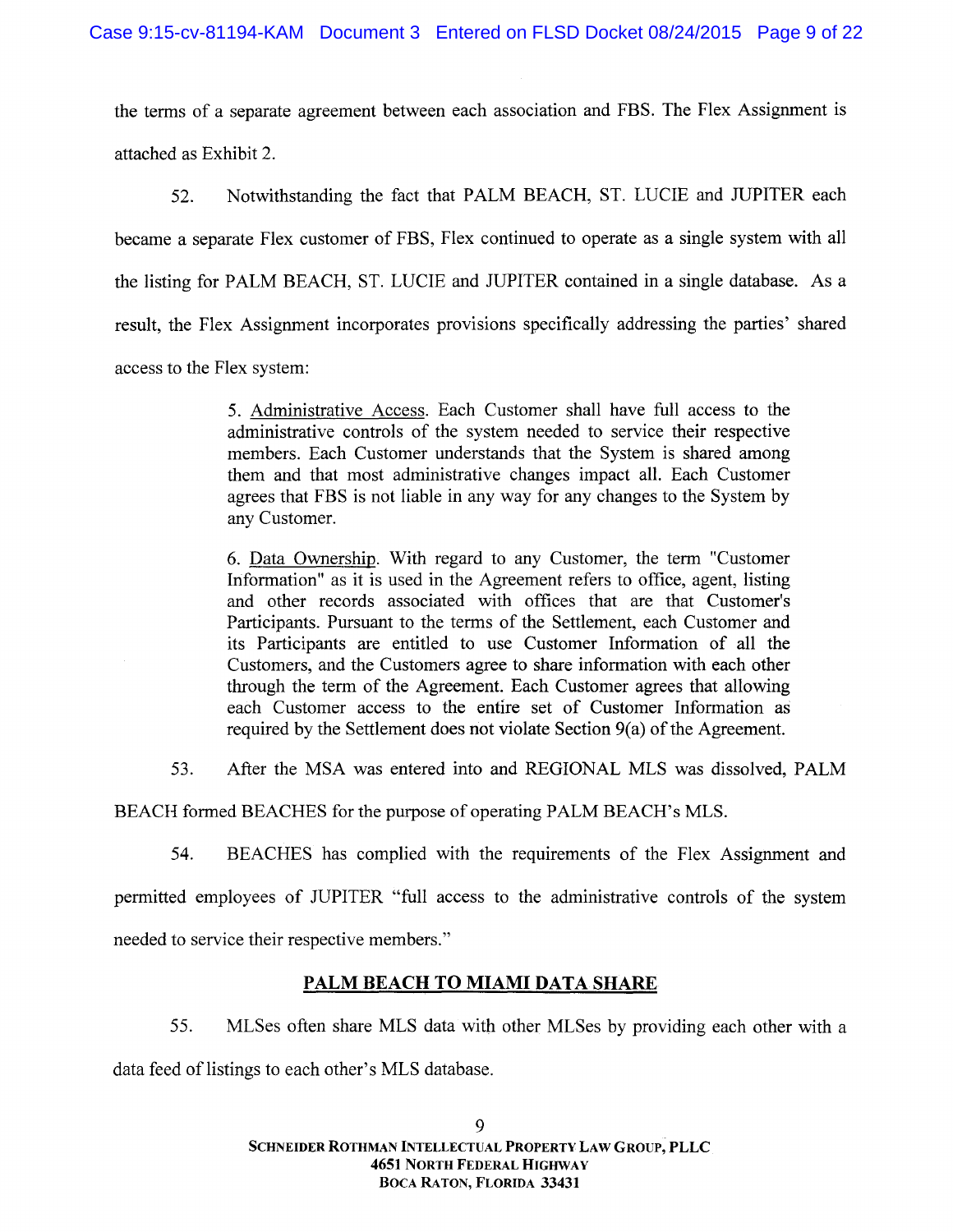the terms of a separate agreement between each association and FBS. The Flex Assignment is attached as Exhibit 2.

52. Notwithstanding the fact that PALM BEACH, ST. LUCIE and JUPITER each became a separate Flex customer of FBS, Flex continued to operate as a single system with all the listing for PALM BEACH, ST. LUCIE and JUPITER contained in a single database. As a result, the Flex Assignment incorporates provisions specifically addressing the parties' shared access to the Flex system:

> 5. Administrative Access. Each Customer shall have full access to the administrative controls of the system needed to service their respective members. Each Customer understands that the System is shared among them and that most administrative changes impact all. Each Customer agrees that FBS is not liable in any way for any changes to the System by any Customer.
>
> 6. Data Ownership. With regard to any Customer, the term "Customer Information" as it is used in the Agreement refers to office, agent, listing and other records associated with offices that are that Customer's Participants. Pursuant to the terms of the Settlement, each Customer and its Participants are entitled to use Customer Information of all the Customers, and the Customers agree to share information with each other through the term of the Agreement. Each Customer agrees that allowing each Customer access to the entire set of Customer Information as required by the Settlement does not violate Section 9(a) of the Agreement.

53. After the MSA was entered into and REGIONAL MLS was dissolved, PALM BEACH formed BEACHES for the purpose of operating PALM BEACH's MLS.

54. BEACHES has complied with the requirements of the Flex Assignment and permitted employees of JUPITER "full access to the administrative controls of the system needed to service their respective members."

## PALM BEACH TO MIAMI DATA SHARE

55. MLSes often share MLS data with other MLSes by providing each other with a data feed of listings to each other's MLS database.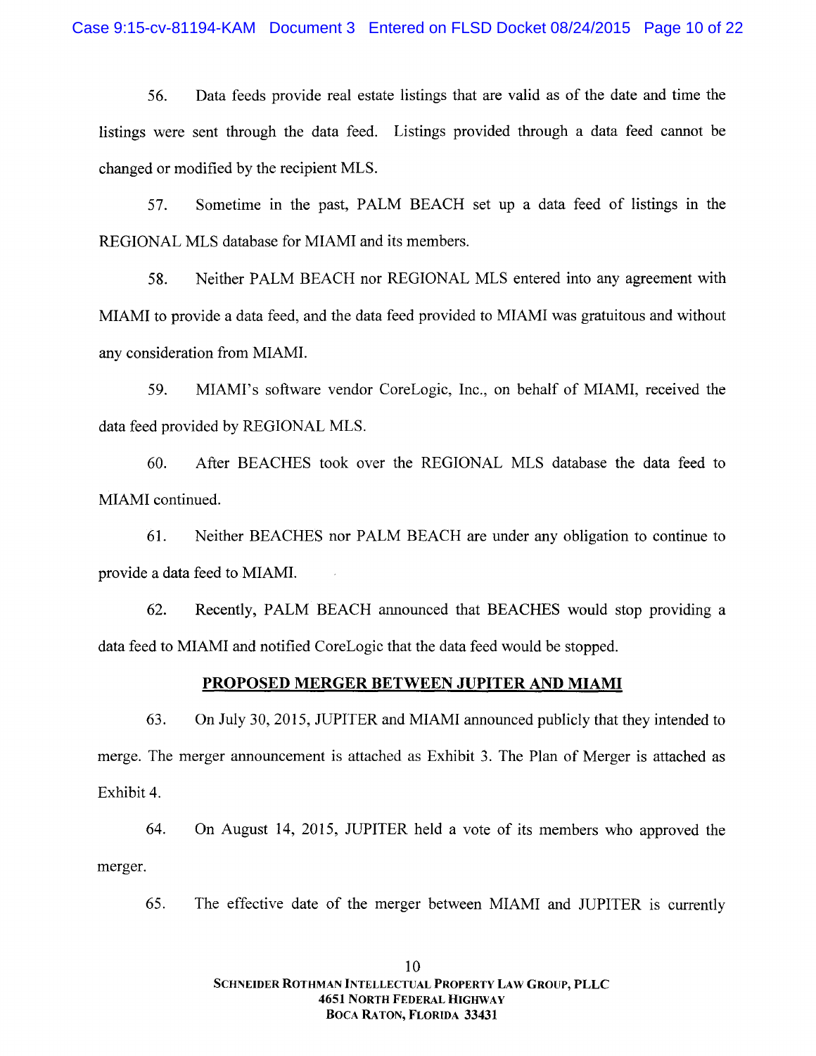56. Data feeds provide real estate listings that are valid as of the date and time the listings were sent through the data feed. Listings provided through a data feed cannot be changed or modified by the recipient MLS.

57. Sometime in the past, PALM BEACH set up a data feed of listings in the REGIONAL MLS database for MIAMI and its members.

58. Neither PALM BEACH nor REGIONAL MLS entered into any agreement with MIAMI to provide a data feed, and the data feed provided to MIAMI was gratuitous and without any consideration from MIAMI.

59. MIAMI's software vendor CoreLogic, Inc., on behalf of MIAMI, received the data feed provided by REGIONAL MLS.

60. After BEACHES took over the REGIONAL MLS database the data feed to MIAMI continued.

61. Neither BEACHES nor PALM BEACH are under any obligation to continue to provide a data feed to MIAMI.

62. Recently, PALM BEACH announced that BEACHES would stop providing a data feed to MIAMI and notified CoreLogic that the data feed would be stopped.

## PROPOSED MERGER BETWEEN JUPITER AND MIAMI

63. On July 30, 2015, JUPITER and MIAMI announced publicly that they intended to merge. The merger announcement is attached as Exhibit 3. The Plan of Merger is attached as Exhibit 4.

64. On August 14, 2015, JUPITER held a vote of its members who approved the merger.

65. The effective date of the merger between MIAMI and JUPITER is currently

SCHNEIDER ROTHMAN INTELLECTUAL PROPERTY LAW GROUP, PLLC
4651 NORTH FEDERAL HIGHWAY
BOCA RATON, FLORIDA 33431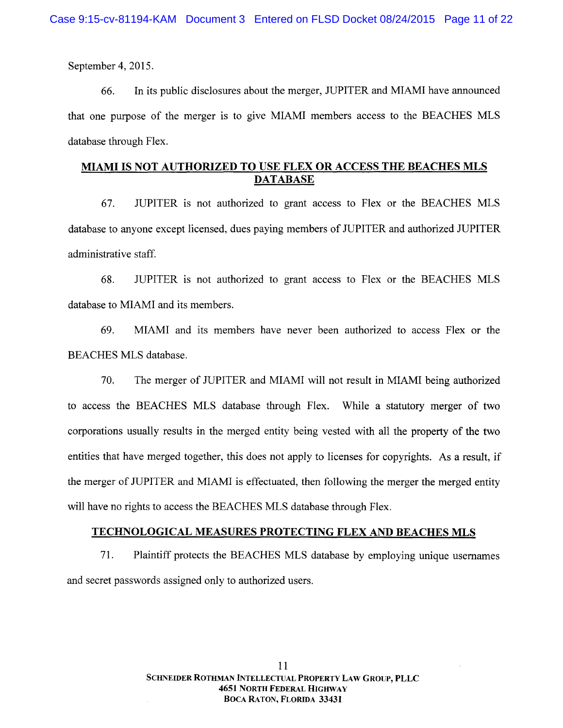September 4, 2015.

66. In its public disclosures about the merger, JUPITER and MIAMI have announced that one purpose of the merger is to give MIAMI members access to the BEACHES MLS database through Flex.

## MIAMI IS NOT AUTHORIZED TO USE FLEX OR ACCESS THE BEACHES MLS DATABASE

67. JUPITER is not authorized to grant access to Flex or the BEACHES MLS database to anyone except licensed, dues paying members of JUPITER and authorized JUPITER administrative staff.

68. JUPITER is not authorized to grant access to Flex or the BEACHES MLS database to MIAMI and its members.

69. MIAMI and its members have never been authorized to access Flex or the BEACHES MLS database.

70. The merger of JUPITER and MIAMI will not result in MIAMI being authorized to access the BEACHES MLS database through Flex. While a statutory merger of two corporations usually results in the merged entity being vested with all the property of the two entities that have merged together, this does not apply to licenses for copyrights. As a result, if the merger of JUPITER and MIAMI is effectuated, then following the merger the merged entity will have no rights to access the BEACHES MLS database through Flex.

## TECHNOLOGICAL MEASURES PROTECTING FLEX AND BEACHES MLS

71. Plaintiff protects the BEACHES MLS database by employing unique usernames and secret passwords assigned only to authorized users.

SCHNEIDER ROTHMAN INTELLECTUAL PROPERTY LAW GROUP, PLLC
4651 NORTH FEDERAL HIGHWAY
BOCA RATON, FLORIDA 33431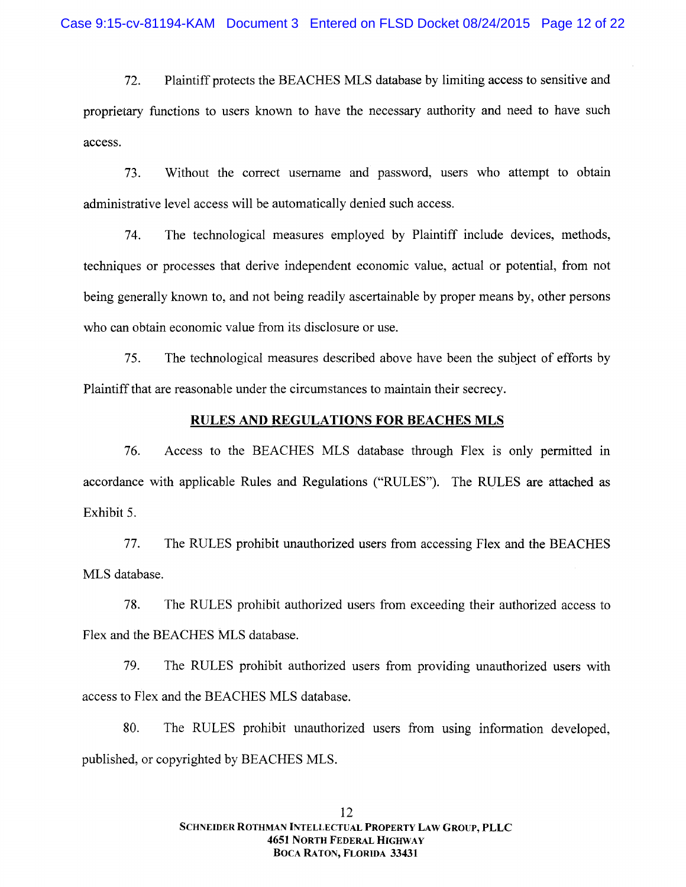72. Plaintiff protects the BEACHES MLS database by limiting access to sensitive and proprietary functions to users known to have the necessary authority and need to have such access.

73. Without the correct username and password, users who attempt to obtain administrative level access will be automatically denied such access.

74. The technological measures employed by Plaintiff include devices, methods, techniques or processes that derive independent economic value, actual or potential, from not being generally known to, and not being readily ascertainable by proper means by, other persons who can obtain economic value from its disclosure or use.

75. The technological measures described above have been the subject of efforts by Plaintiff that are reasonable under the circumstances to maintain their secrecy.

## RULES AND REGULATIONS FOR BEACHES MLS

76. Access to the BEACHES MLS database through Flex is only permitted in accordance with applicable Rules and Regulations ("RULES"). The RULES are attached as Exhibit 5.

77. The RULES prohibit unauthorized users from accessing Flex and the BEACHES MLS database.

78. The RULES prohibit authorized users from exceeding their authorized access to Flex and the BEACHES MLS database.

79. The RULES prohibit authorized users from providing unauthorized users with access to Flex and the BEACHES MLS database.

80. The RULES prohibit unauthorized users from using information developed, published, or copyrighted by BEACHES MLS.

SCHNEIDER ROTHMAN INTELLECTUAL PROPERTY LAW GROUP, PLLC
4651 NORTH FEDERAL HIGHWAY
BOCA RATON, FLORIDA 33431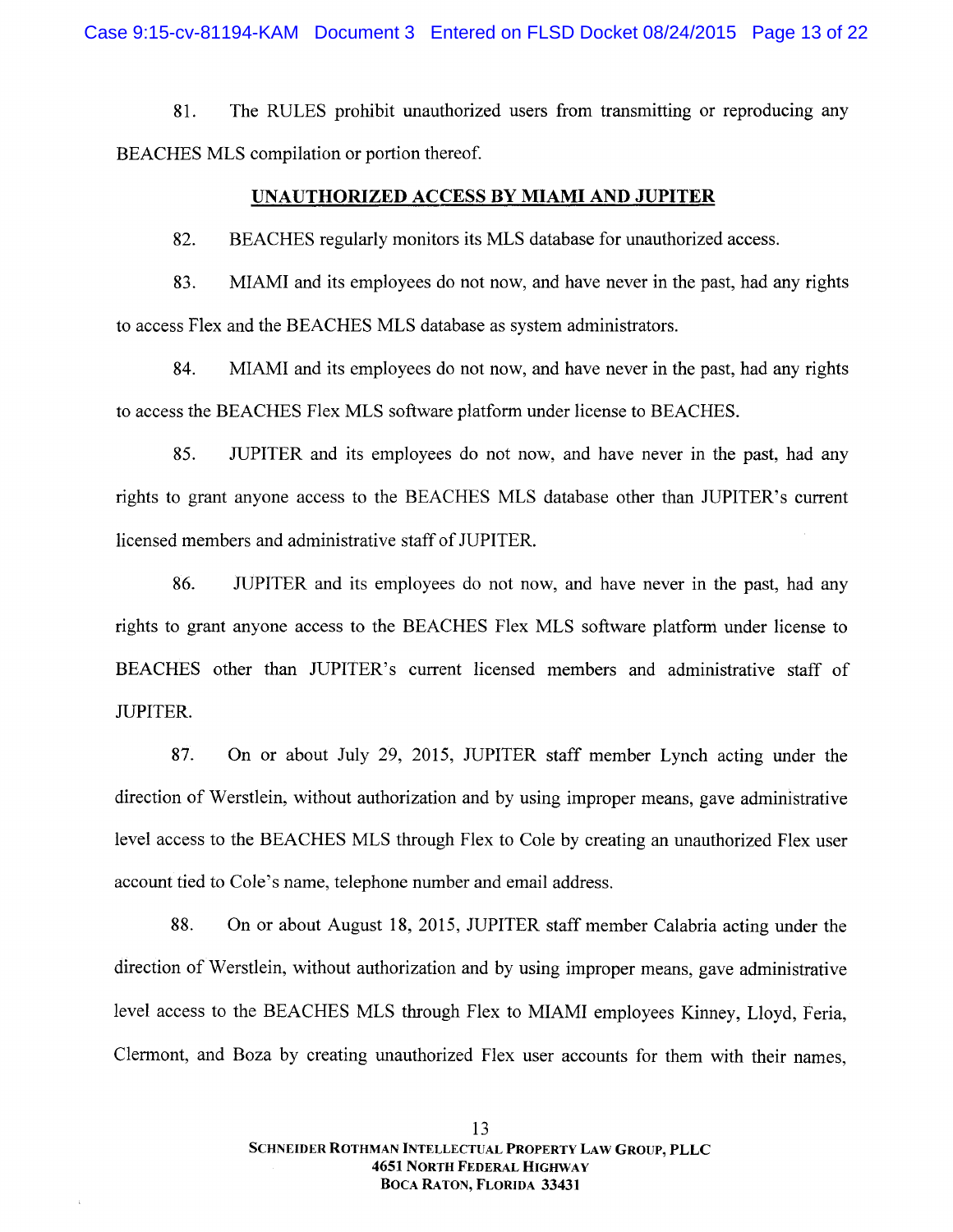81. The RULES prohibit unauthorized users from transmitting or reproducing any BEACHES MLS compilation or portion thereof.

## UNAUTHORIZED ACCESS BY MIAMI AND JUPITER

82. BEACHES regularly monitors its MLS database for unauthorized access.

83. MIAMI and its employees do not now, and have never in the past, had any rights to access Flex and the BEACHES MLS database as system administrators.

84. MIAMI and its employees do not now, and have never in the past, had any rights to access the BEACHES Flex MLS software platform under license to BEACHES.

85. JUPITER and its employees do not now, and have never in the past, had any rights to grant anyone access to the BEACHES MLS database other than JUPITER's current licensed members and administrative staff of JUPITER.

86. JUPITER and its employees do not now, and have never in the past, had any rights to grant anyone access to the BEACHES Flex MLS software platform under license to BEACHES other than JUPITER's current licensed members and administrative staff of JUPITER.

87. On or about July 29, 2015, JUPITER staff member Lynch acting under the direction of Werstlein, without authorization and by using improper means, gave administrative level access to the BEACHES MLS through Flex to Cole by creating an unauthorized Flex user account tied to Cole's name, telephone number and email address.

88. On or about August 18, 2015, JUPITER staff member Calabria acting under the direction of Werstlein, without authorization and by using improper means, gave administrative level access to the BEACHES MLS through Flex to MIAMI employees Kinney, Lloyd, Feria, Clermont, and Boza by creating unauthorized Flex user accounts for them with their names,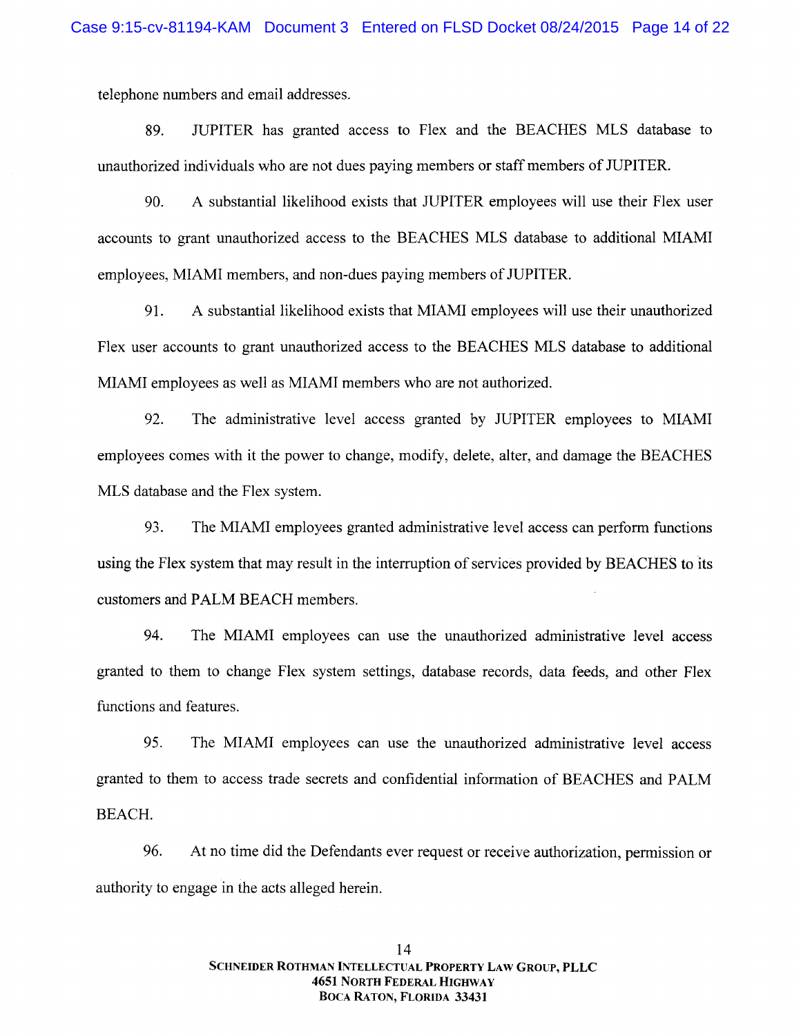telephone numbers and email addresses.

89. JUPITER has granted access to Flex and the BEACHES MLS database to unauthorized individuals who are not dues paying members or staff members of JUPITER.

90. A substantial likelihood exists that JUPITER employees will use their Flex user accounts to grant unauthorized access to the BEACHES MLS database to additional MIAMI employees, MIAMI members, and non-dues paying members of JUPITER.

91. A substantial likelihood exists that MIAMI employees will use their unauthorized Flex user accounts to grant unauthorized access to the BEACHES MLS database to additional MIAMI employees as well as MIAMI members who are not authorized.

92. The administrative level access granted by JUPITER employees to MIAMI employees comes with it the power to change, modify, delete, alter, and damage the BEACHES MLS database and the Flex system.

93. The MIAMI employees granted administrative level access can perform functions using the Flex system that may result in the interruption of services provided by BEACHES to its customers and PALM BEACH members.

94. The MIAMI employees can use the unauthorized administrative level access granted to them to change Flex system settings, database records, data feeds, and other Flex functions and features.

95. The MIAMI employees can use the unauthorized administrative level access granted to them to access trade secrets and confidential information of BEACHES and PALM BEACH.

96. At no time did the Defendants ever request or receive authorization, permission or authority to engage in the acts alleged herein.

SCHNEIDER ROTHMAN INTELLECTUAL PROPERTY LAW GROUP, PLLC
4651 NORTH FEDERAL HIGHWAY
BOCA RATON, FLORIDA 33431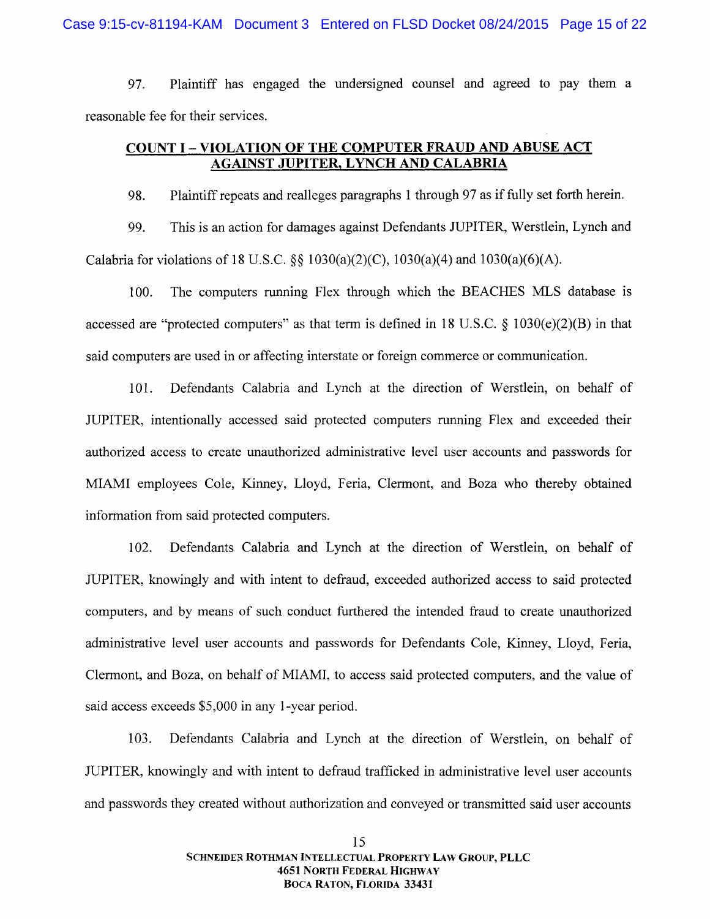97. Plaintiff has engaged the undersigned counsel and agreed to pay them a reasonable fee for their services.

## COUNT I – VIOLATION OF THE COMPUTER FRAUD AND ABUSE ACT AGAINST JUPITER, LYNCH AND CALABRIA

98. Plaintiff repeats and realleges paragraphs 1 through 97 as if fully set forth herein.

99. This is an action for damages against Defendants JUPITER, Werstlein, Lynch and Calabria for violations of 18 U.S.C. §§ 1030(a)(2)(C), 1030(a)(4) and 1030(a)(6)(A).

100. The computers running Flex through which the BEACHES MLS database is accessed are "protected computers" as that term is defined in 18 U.S.C. § 1030(e)(2)(B) in that said computers are used in or affecting interstate or foreign commerce or communication.

101. Defendants Calabria and Lynch at the direction of Werstlein, on behalf of JUPITER, intentionally accessed said protected computers running Flex and exceeded their authorized access to create unauthorized administrative level user accounts and passwords for MIAMI employees Cole, Kinney, Lloyd, Feria, Clermont, and Boza who thereby obtained information from said protected computers.

102. Defendants Calabria and Lynch at the direction of Werstlein, on behalf of JUPITER, knowingly and with intent to defraud, exceeded authorized access to said protected computers, and by means of such conduct furthered the intended fraud to create unauthorized administrative level user accounts and passwords for Defendants Cole, Kinney, Lloyd, Feria, Clermont, and Boza, on behalf of MIAMI, to access said protected computers, and the value of said access exceeds $5,000 in any 1-year period.

103. Defendants Calabria and Lynch at the direction of Werstlein, on behalf of JUPITER, knowingly and with intent to defraud trafficked in administrative level user accounts and passwords they created without authorization and conveyed or transmitted said user accounts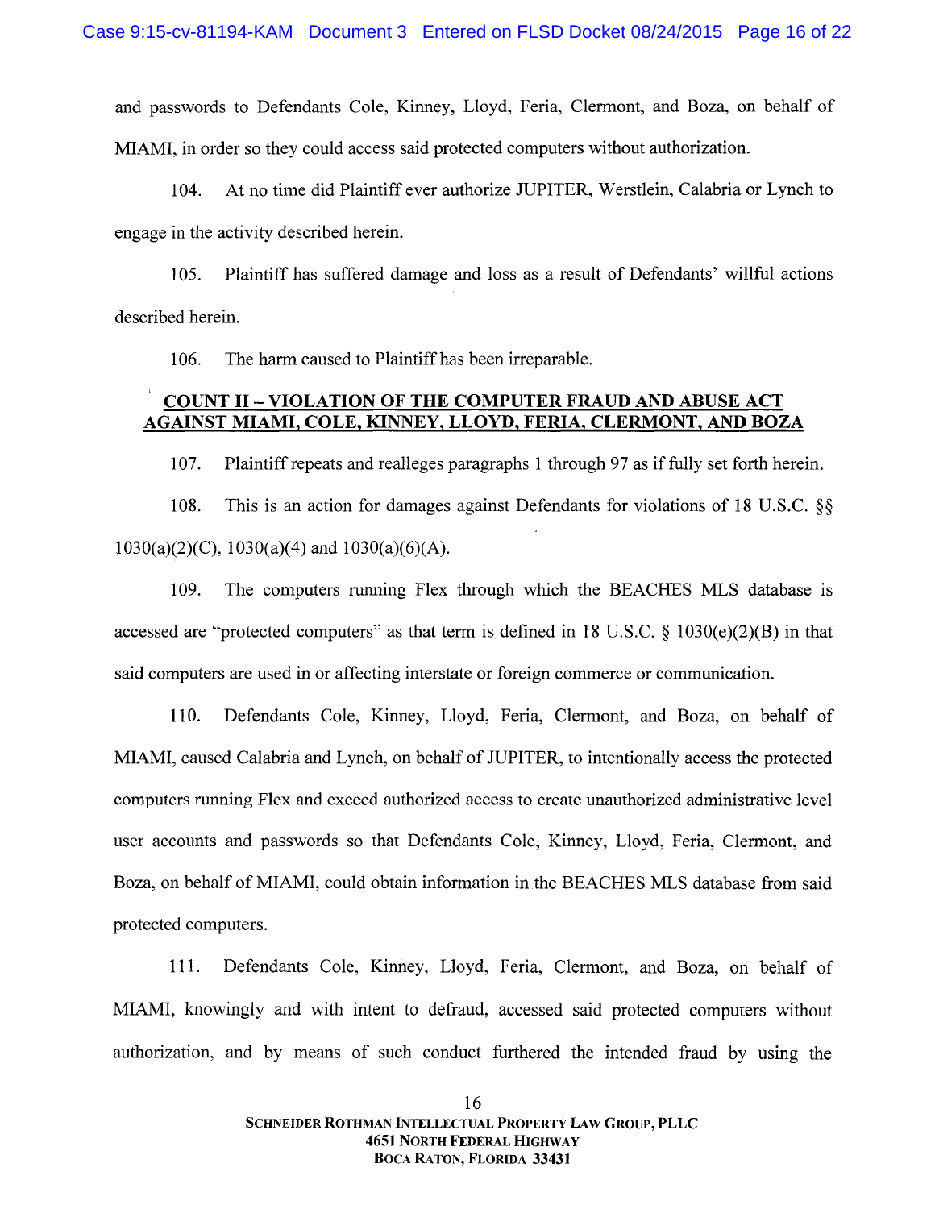and passwords to Defendants Cole, Kinney, Lloyd, Feria, Clermont, and Boza, on behalf of MIAMI, in order so they could access said protected computers without authorization.

104. At no time did Plaintiff ever authorize JUPITER, Werstlein, Calabria or Lynch to engage in the activity described herein.

105. Plaintiff has suffered damage and loss as a result of Defendants' willful actions described herein.

106. The harm caused to Plaintiff has been irreparable.

## COUNT II – VIOLATION OF THE COMPUTER FRAUD AND ABUSE ACT AGAINST MIAMI, COLE, KINNEY, LLOYD, FERIA, CLERMONT, AND BOZA

107. Plaintiff repeats and realleges paragraphs 1 through 97 as if fully set forth herein.

108. This is an action for damages against Defendants for violations of 18 U.S.C. §§ 1030(a)(2)(C), 1030(a)(4) and 1030(a)(6)(A).

109. The computers running Flex through which the BEACHES MLS database is accessed are "protected computers" as that term is defined in 18 U.S.C. § 1030(e)(2)(B) in that said computers are used in or affecting interstate or foreign commerce or communication.

110. Defendants Cole, Kinney, Lloyd, Feria, Clermont, and Boza, on behalf of MIAMI, caused Calabria and Lynch, on behalf of JUPITER, to intentionally access the protected computers running Flex and exceed authorized access to create unauthorized administrative level user accounts and passwords so that Defendants Cole, Kinney, Lloyd, Feria, Clermont, and Boza, on behalf of MIAMI, could obtain information in the BEACHES MLS database from said protected computers.

111. Defendants Cole, Kinney, Lloyd, Feria, Clermont, and Boza, on behalf of MIAMI, knowingly and with intent to defraud, accessed said protected computers without authorization, and by means of such conduct furthered the intended fraud by using the

SCHNEIDER ROTHMAN INTELLECTUAL PROPERTY LAW GROUP, PLLC
4651 NORTH FEDERAL HIGHWAY
BOCA RATON, FLORIDA 33431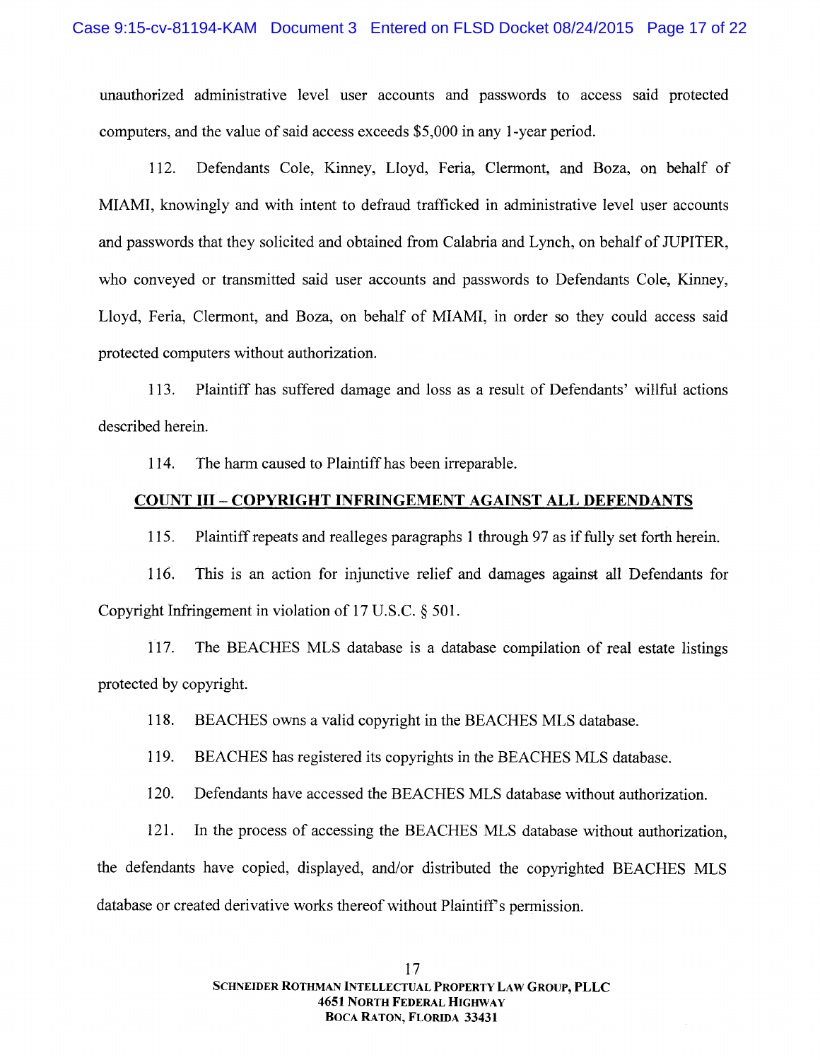unauthorized administrative level user accounts and passwords to access said protected computers, and the value of said access exceeds $5,000 in any 1-year period.

112. Defendants Cole, Kinney, Lloyd, Feria, Clermont, and Boza, on behalf of MIAMI, knowingly and with intent to defraud trafficked in administrative level user accounts and passwords that they solicited and obtained from Calabria and Lynch, on behalf of JUPITER, who conveyed or transmitted said user accounts and passwords to Defendants Cole, Kinney, Lloyd, Feria, Clermont, and Boza, on behalf of MIAMI, in order so they could access said protected computers without authorization.

113. Plaintiff has suffered damage and loss as a result of Defendants' willful actions described herein.

114. The harm caused to Plaintiff has been irreparable.

## COUNT III – COPYRIGHT INFRINGEMENT AGAINST ALL DEFENDANTS

115. Plaintiff repeats and realleges paragraphs 1 through 97 as if fully set forth herein.

116. This is an action for injunctive relief and damages against all Defendants for Copyright Infringement in violation of 17 U.S.C. § 501.

117. The BEACHES MLS database is a database compilation of real estate listings protected by copyright.

118. BEACHES owns a valid copyright in the BEACHES MLS database.

119. BEACHES has registered its copyrights in the BEACHES MLS database.

120. Defendants have accessed the BEACHES MLS database without authorization.

121. In the process of accessing the BEACHES MLS database without authorization, the defendants have copied, displayed, and/or distributed the copyrighted BEACHES MLS database or created derivative works thereof without Plaintiff's permission.

SCHNEIDER ROTHMAN INTELLECTUAL PROPERTY LAW GROUP, PLLC
4651 NORTH FEDERAL HIGHWAY
BOCA RATON, FLORIDA 33431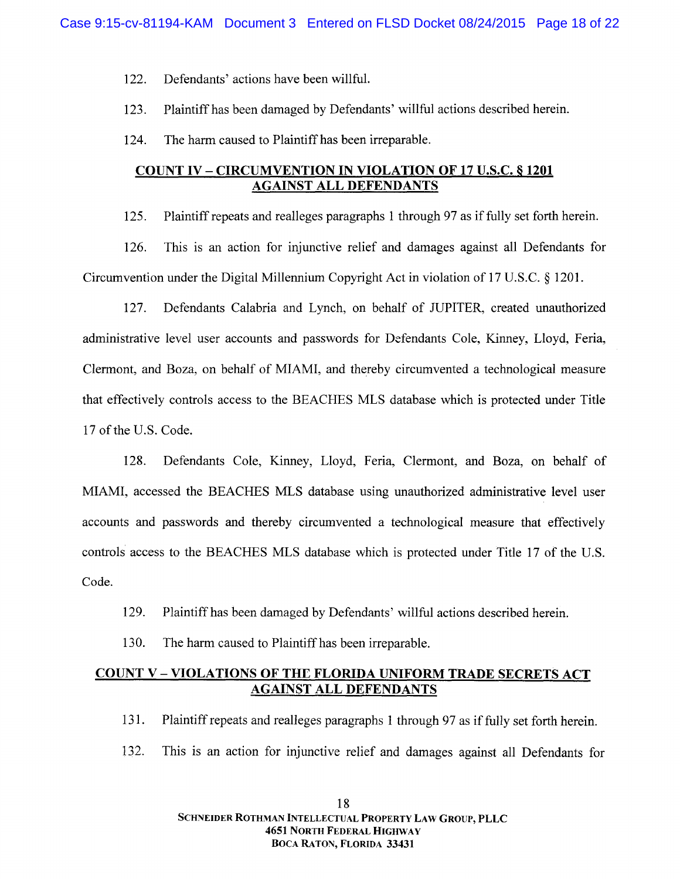122. Defendants' actions have been willful.

123. Plaintiff has been damaged by Defendants' willful actions described herein.

124. The harm caused to Plaintiff has been irreparable.

## COUNT IV – CIRCUMVENTION IN VIOLATION OF 17 U.S.C. § 1201 AGAINST ALL DEFENDANTS

125. Plaintiff repeats and realleges paragraphs 1 through 97 as if fully set forth herein.

126. This is an action for injunctive relief and damages against all Defendants for Circumvention under the Digital Millennium Copyright Act in violation of 17 U.S.C. § 1201.

127. Defendants Calabria and Lynch, on behalf of JUPITER, created unauthorized administrative level user accounts and passwords for Defendants Cole, Kinney, Lloyd, Feria, Clermont, and Boza, on behalf of MIAMI, and thereby circumvented a technological measure that effectively controls access to the BEACHES MLS database which is protected under Title 17 of the U.S. Code.

128. Defendants Cole, Kinney, Lloyd, Feria, Clermont, and Boza, on behalf of MIAMI, accessed the BEACHES MLS database using unauthorized administrative level user accounts and passwords and thereby circumvented a technological measure that effectively controls access to the BEACHES MLS database which is protected under Title 17 of the U.S. Code.

129. Plaintiff has been damaged by Defendants' willful actions described herein.

130. The harm caused to Plaintiff has been irreparable.

## COUNT V – VIOLATIONS OF THE FLORIDA UNIFORM TRADE SECRETS ACT AGAINST ALL DEFENDANTS

131. Plaintiff repeats and realleges paragraphs 1 through 97 as if fully set forth herein.

132. This is an action for injunctive relief and damages against all Defendants for

SCHNEIDER ROTHMAN INTELLECTUAL PROPERTY LAW GROUP, PLLC
4651 NORTH FEDERAL HIGHWAY
BOCA RATON, FLORIDA 33431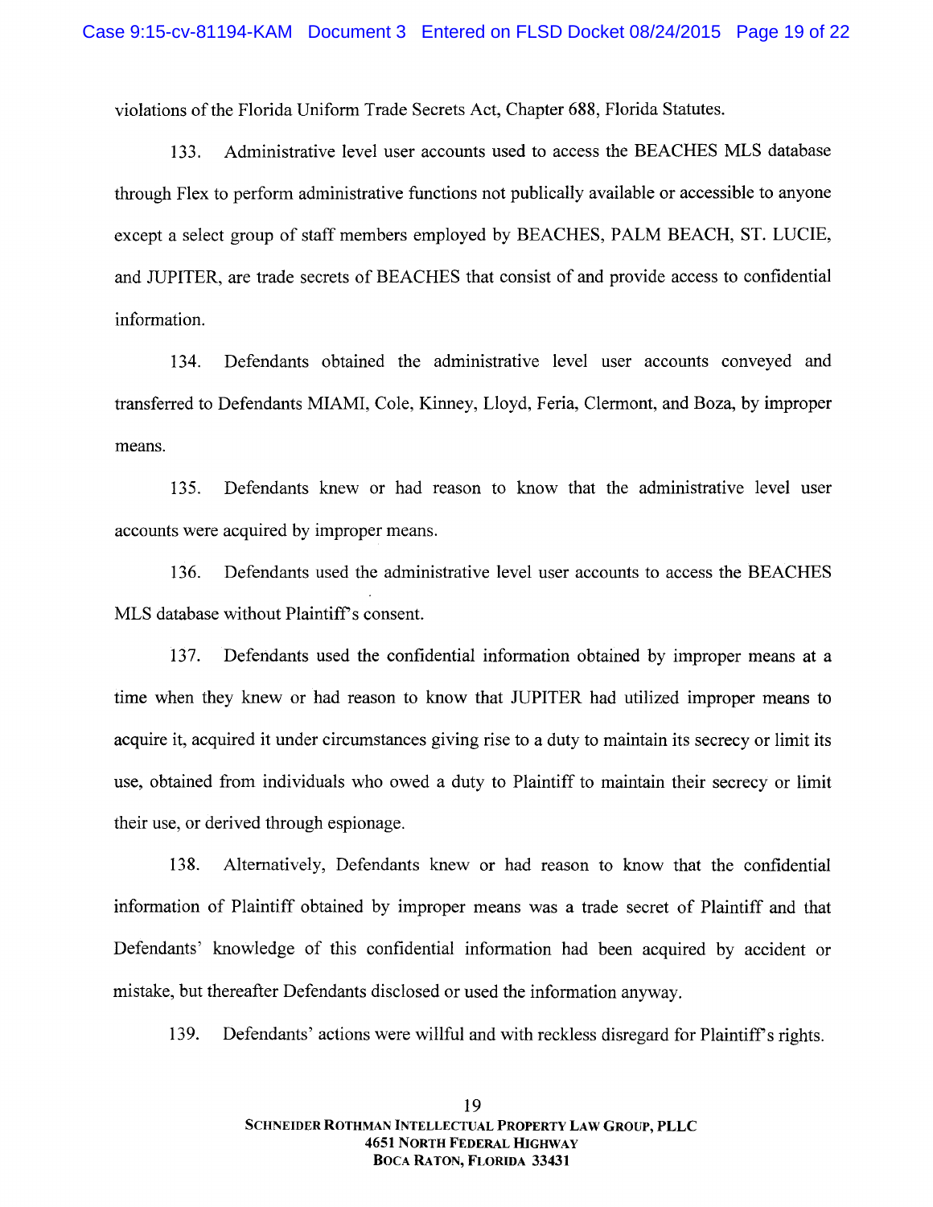violations of the Florida Uniform Trade Secrets Act, Chapter 688, Florida Statutes.

133. Administrative level user accounts used to access the BEACHES MLS database through Flex to perform administrative functions not publically available or accessible to anyone except a select group of staff members employed by BEACHES, PALM BEACH, ST. LUCIE, and JUPITER, are trade secrets of BEACHES that consist of and provide access to confidential information.

134. Defendants obtained the administrative level user accounts conveyed and transferred to Defendants MIAMI, Cole, Kinney, Lloyd, Feria, Clermont, and Boza, by improper means.

135. Defendants knew or had reason to know that the administrative level user accounts were acquired by improper means.

136. Defendants used the administrative level user accounts to access the BEACHES MLS database without Plaintiff's consent.

137. Defendants used the confidential information obtained by improper means at a time when they knew or had reason to know that JUPITER had utilized improper means to acquire it, acquired it under circumstances giving rise to a duty to maintain its secrecy or limit its use, obtained from individuals who owed a duty to Plaintiff to maintain their secrecy or limit their use, or derived through espionage.

138. Alternatively, Defendants knew or had reason to know that the confidential information of Plaintiff obtained by improper means was a trade secret of Plaintiff and that Defendants' knowledge of this confidential information had been acquired by accident or mistake, but thereafter Defendants disclosed or used the information anyway.

139. Defendants' actions were willful and with reckless disregard for Plaintiff's rights.

**SCHNEIDER ROTHMAN INTELLECTUAL PROPERTY LAW GROUP, PLLC**
**4651 NORTH FEDERAL HIGHWAY**
**BOCA RATON, FLORIDA 33431**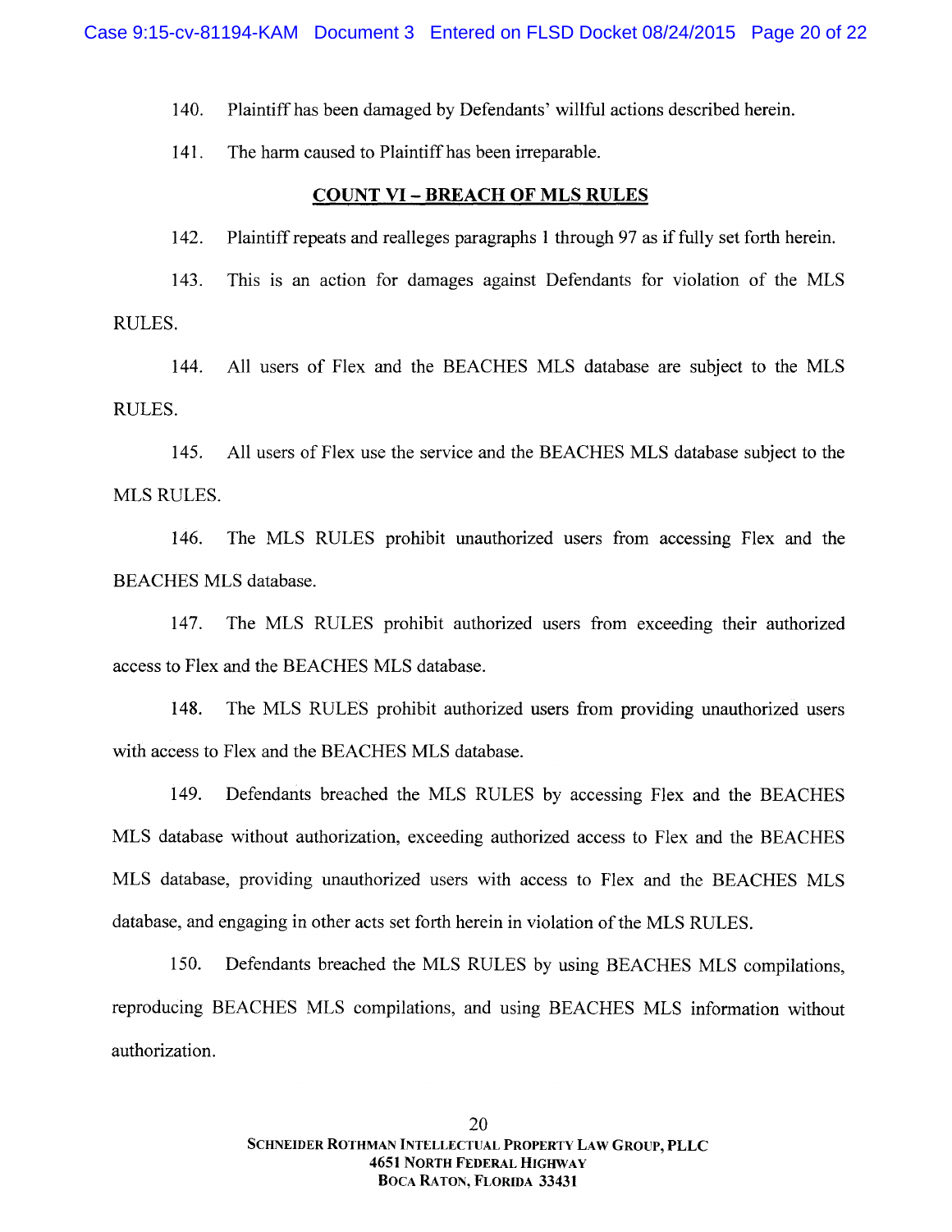140. Plaintiff has been damaged by Defendants' willful actions described herein.

141. The harm caused to Plaintiff has been irreparable.

## COUNT VI – BREACH OF MLS RULES

142. Plaintiff repeats and realleges paragraphs 1 through 97 as if fully set forth herein.

143. This is an action for damages against Defendants for violation of the MLS RULES.

144. All users of Flex and the BEACHES MLS database are subject to the MLS RULES.

145. All users of Flex use the service and the BEACHES MLS database subject to the MLS RULES.

146. The MLS RULES prohibit unauthorized users from accessing Flex and the BEACHES MLS database.

147. The MLS RULES prohibit authorized users from exceeding their authorized access to Flex and the BEACHES MLS database.

148. The MLS RULES prohibit authorized users from providing unauthorized users with access to Flex and the BEACHES MLS database.

149. Defendants breached the MLS RULES by accessing Flex and the BEACHES MLS database without authorization, exceeding authorized access to Flex and the BEACHES MLS database, providing unauthorized users with access to Flex and the BEACHES MLS database, and engaging in other acts set forth herein in violation of the MLS RULES.

150. Defendants breached the MLS RULES by using BEACHES MLS compilations, reproducing BEACHES MLS compilations, and using BEACHES MLS information without authorization.

SCHNEIDER ROTHMAN INTELLECTUAL PROPERTY LAW GROUP, PLLC
4651 NORTH FEDERAL HIGHWAY
BOCA RATON, FLORIDA 33431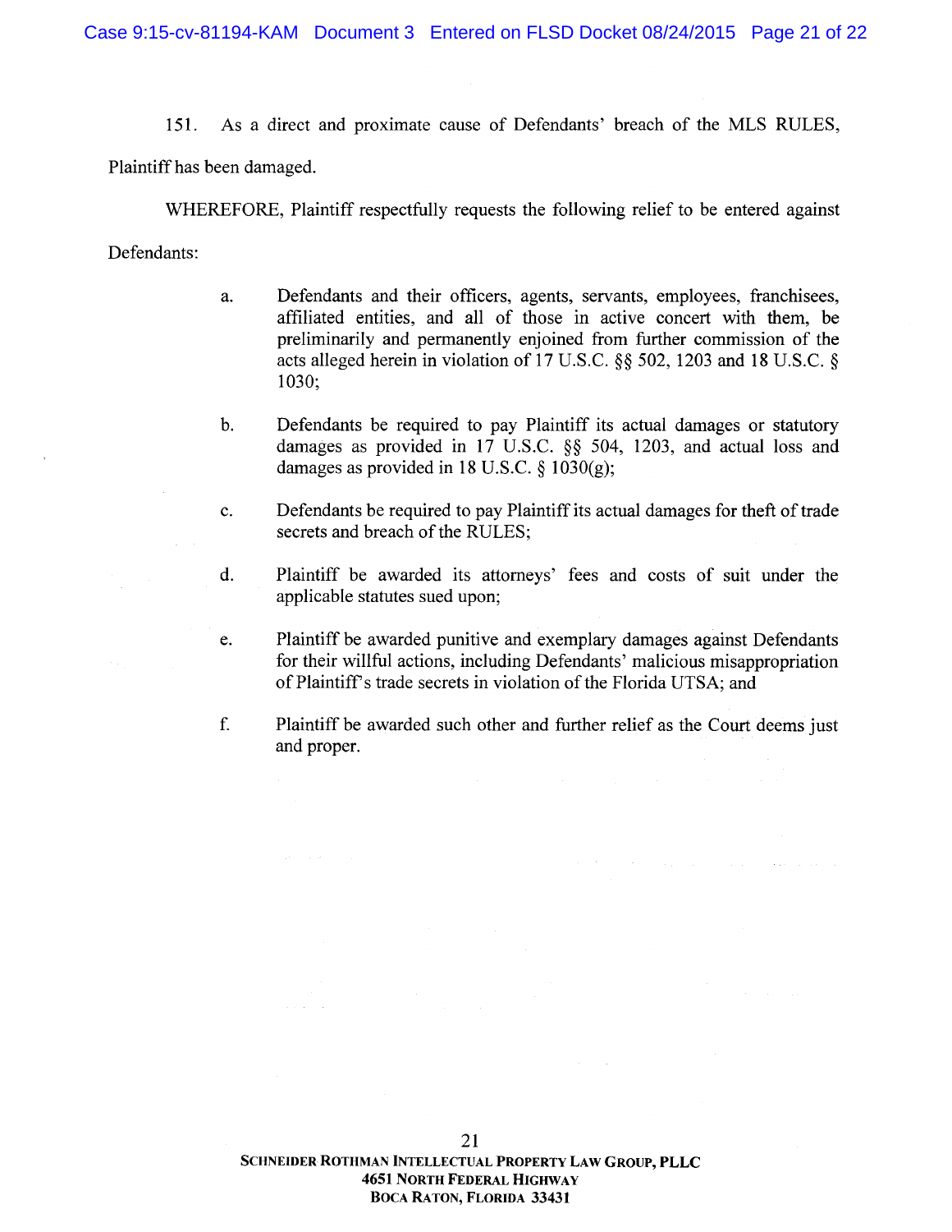151. As a direct and proximate cause of Defendants' breach of the MLS RULES, Plaintiff has been damaged.

WHEREFORE, Plaintiff respectfully requests the following relief to be entered against Defendants:

a. Defendants and their officers, agents, servants, employees, franchisees, affiliated entities, and all of those in active concert with them, be preliminarily and permanently enjoined from further commission of the acts alleged herein in violation of 17 U.S.C. §§ 502, 1203 and 18 U.S.C. § 1030;

b. Defendants be required to pay Plaintiff its actual damages or statutory damages as provided in 17 U.S.C. §§ 504, 1203, and actual loss and damages as provided in 18 U.S.C. § 1030(g);

c. Defendants be required to pay Plaintiff its actual damages for theft of trade secrets and breach of the RULES;

d. Plaintiff be awarded its attorneys' fees and costs of suit under the applicable statutes sued upon;

e. Plaintiff be awarded punitive and exemplary damages against Defendants for their willful actions, including Defendants' malicious misappropriation of Plaintiff's trade secrets in violation of the Florida UTSA; and

f. Plaintiff be awarded such other and further relief as the Court deems just and proper.

**Schneider Rothman Intellectual Property Law Group, PLLC**
**4651 North Federal Highway**
**Boca Raton, Florida 33431**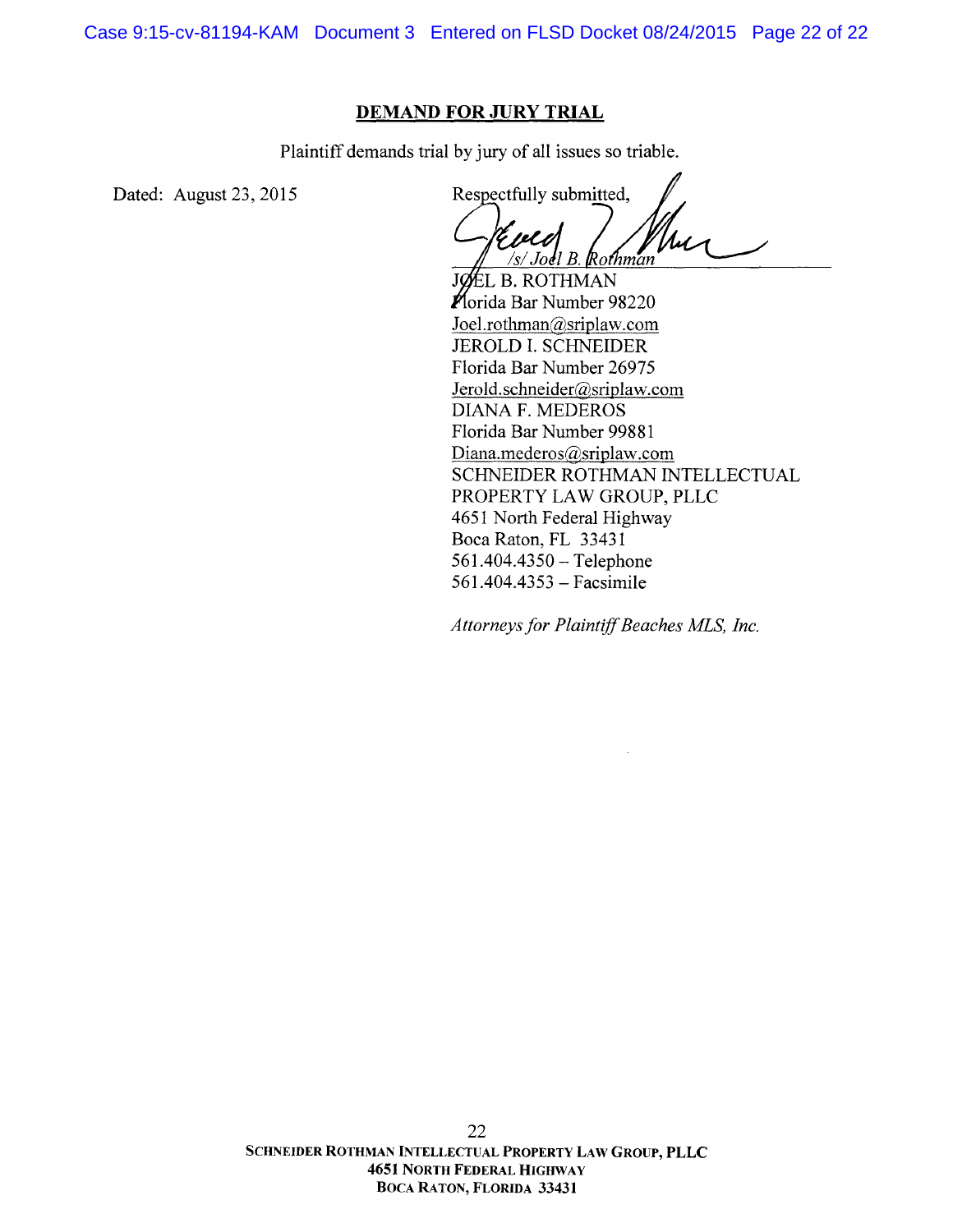## DEMAND FOR JURY TRIAL

Plaintiff demands trial by jury of all issues so triable.

Dated: August 23, 2015

Respectfully submitted,

/s/ Joel B. Rothman

JOEL B. ROTHMAN
Florida Bar Number 98220
Joel.rothman@sriplaw.com
JEROLD I. SCHNEIDER
Florida Bar Number 26975
Jerold.schneider@sriplaw.com
DIANA F. MEDEROS
Florida Bar Number 99881
Diana.mederos@sriplaw.com
SCHNEIDER ROTHMAN INTELLECTUAL PROPERTY LAW GROUP, PLLC
4651 North Federal Highway
Boca Raton, FL 33431
561.404.4350 – Telephone
561.404.4353 – Facsimile

*Attorneys for Plaintiff Beaches MLS, Inc.*